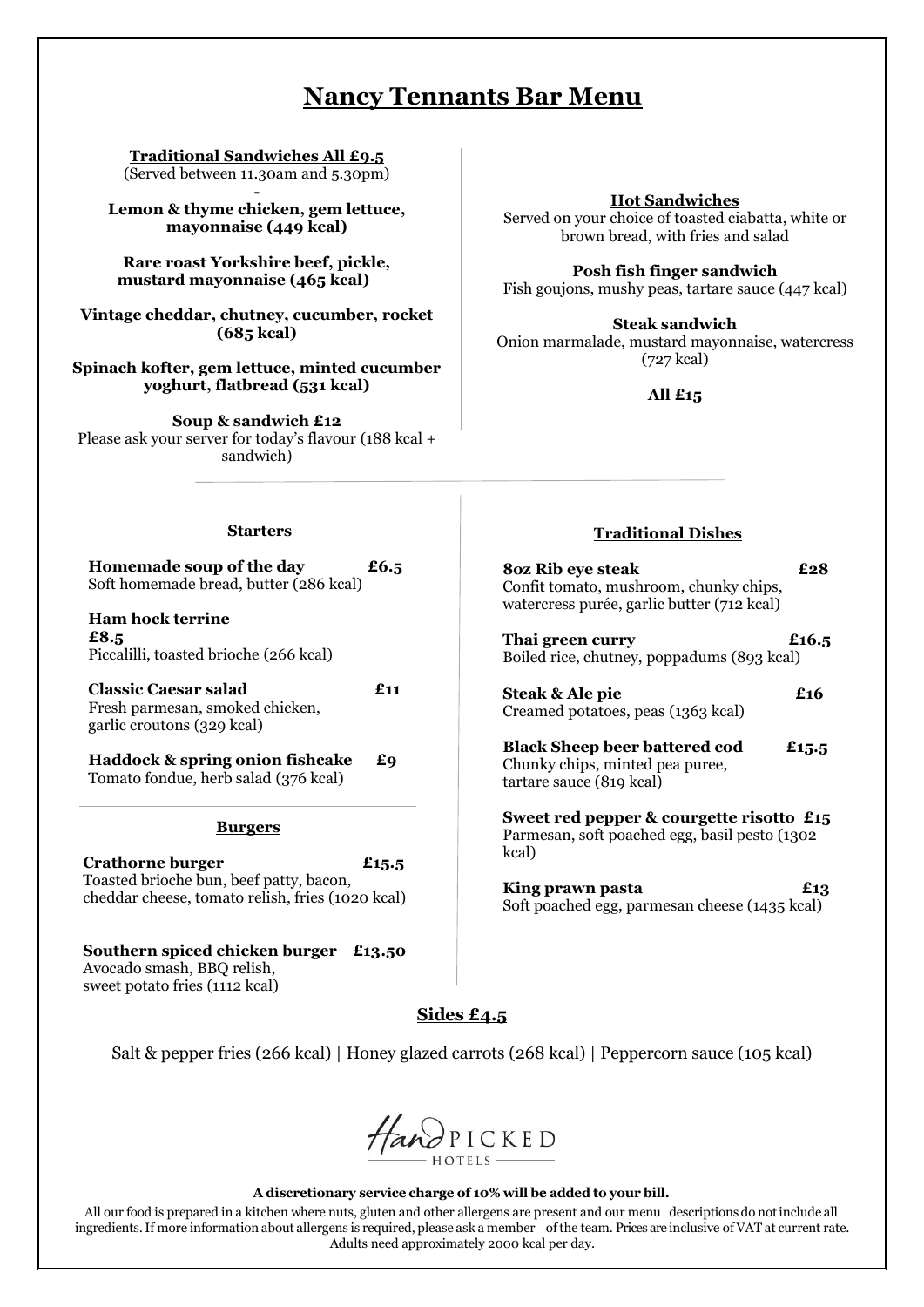# Nancy Tennants Bar Menu

## Traditional Sandwiches All £9.5

(Served between 11.30am and 5.30pm)

-

**Lemon & thyme chicken, gem lettuce, mayonnaise (449 kcal)**

**Rare roast Yorkshire beef, pickle, mustard mayonnaise (465 kcal)**

**Vintage cheddar, chutney, cucumber, rocket (685 kcal)**

**Spinach kofter, gem lettuce, minted cucumber yoghurt, flatbread (531 kcal)**

**Soup & sandwich £12**
Please ask your server for today's flavour (188 kcal + sandwich)

## Hot Sandwiches

Served on your choice of toasted ciabatta, white or brown bread, with fries and salad

**Posh fish finger sandwich**
Fish goujons, mushy peas, tartare sauce (447 kcal)

**Steak sandwich**
Onion marmalade, mustard mayonnaise, watercress (727 kcal)

**All £15**

---

## Starters

**Homemade soup of the day** **£6.5**
Soft homemade bread, butter (286 kcal)

**Ham hock terrine** **£8.5**
Piccalilli, toasted brioche (266 kcal)

**Classic Caesar salad** **£11**
Fresh parmesan, smoked chicken, garlic croutons (329 kcal)

**Haddock & spring onion fishcake** **£9**
Tomato fondue, herb salad (376 kcal)

## Burgers

**Crathorne burger** **£15.5**
Toasted brioche bun, beef patty, bacon, cheddar cheese, tomato relish, fries (1020 kcal)

**Southern spiced chicken burger** **£13.50**
Avocado smash, BBQ relish, sweet potato fries (1112 kcal)

## Traditional Dishes

**8oz Rib eye steak** **£28**
Confit tomato, mushroom, chunky chips, watercress purée, garlic butter (712 kcal)

**Thai green curry** **£16.5**
Boiled rice, chutney, poppadums (893 kcal)

**Steak & Ale pie** **£16**
Creamed potatoes, peas (1363 kcal)

**Black Sheep beer battered cod** **£15.5**
Chunky chips, minted pea puree, tartare sauce (819 kcal)

**Sweet red pepper & courgette risotto** **£15**
Parmesan, soft poached egg, basil pesto (1302 kcal)

**King prawn pasta** **£13**
Soft poached egg, parmesan cheese (1435 kcal)

## Sides £4.5

Salt & pepper fries (266 kcal) | Honey glazed carrots (268 kcal) | Peppercorn sauce (105 kcal)

HandPICKED HOTELS

**A discretionary service charge of 10% will be added to your bill.**

All our food is prepared in a kitchen where nuts, gluten and other allergens are present and our menu descriptions do not include all ingredients. If more information about allergens is required, please ask a member of the team. Prices are inclusive of VAT at current rate. Adults need approximately 2000 kcal per day.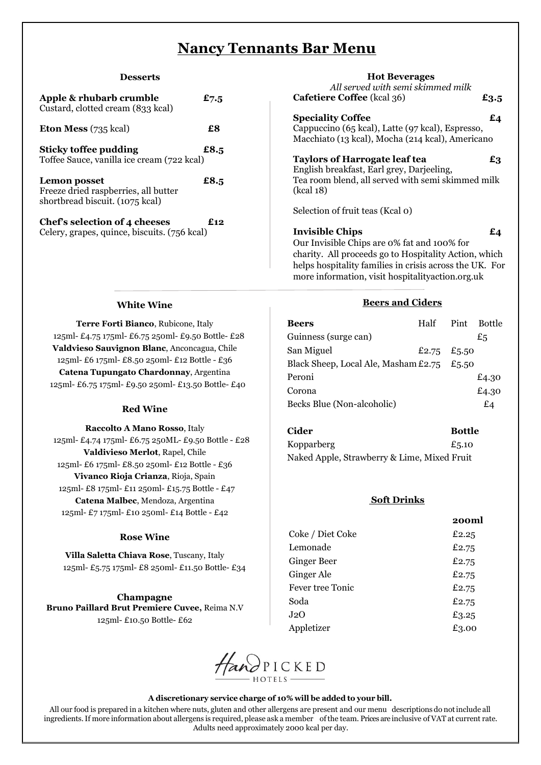# Nancy Tennants Bar Menu

### Desserts

**Apple & rhubarb crumble** £7.5
Custard, clotted cream (833 kcal)

**Eton Mess** (735 kcal) **£8**

**Sticky toffee pudding** **£8.5**
Toffee Sauce, vanilla ice cream (722 kcal)

**Lemon posset** **£8.5**
Freeze dried raspberries, all butter shortbread biscuit. (1075 kcal)

**Chef's selection of 4 cheeses** **£12**
Celery, grapes, quince, biscuits. (756 kcal)

### Hot Beverages

*All served with semi skimmed milk*

**Cafetiere Coffee** (kcal 36) **£3.5**

**Speciality Coffee** **£4**
Cappuccino (65 kcal), Latte (97 kcal), Espresso, Macchiato (13 kcal), Mocha (214 kcal), Americano

**Taylors of Harrogate leaf tea** **£3**
English breakfast, Earl grey, Darjeeling, Tea room blend, all served with semi skimmed milk (kcal 18)

Selection of fruit teas (Kcal 0)

**Invisible Chips** **£4**
Our Invisible Chips are 0% fat and 100% for charity. All proceeds go to Hospitality Action, which helps hospitality families in crisis across the UK. For more information, visit hospitalityaction.org.uk

### White Wine

**Terre Forti Bianco**, Rubicone, Italy
125ml- £4.75 175ml- £6.75 250ml- £9.50 Bottle- £28

**Valdvieso Sauvignon Blanc**, Anconcagua, Chile
125ml- £6 175ml- £8.50 250ml- £12 Bottle - £36

**Catena Tupungato Chardonnay**, Argentina
125ml- £6.75 175ml- £9.50 250ml- £13.50 Bottle- £40

### Red Wine

**Raccolto A Mano Rosso**, Italy
125ml- £4.74 175ml- £6.75 250ML- £9.50 Bottle - £28

**Valdivieso Merlot**, Rapel, Chile
125ml- £6 175ml- £8.50 250ml- £12 Bottle - £36

**Vivanco Rioja Crianza**, Rioja, Spain
125ml- £8 175ml- £11 250ml- £15.75 Bottle - £47

**Catena Malbec**, Mendoza, Argentina
125ml- £7 175ml- £10 250ml- £14 Bottle - £42

### Rose Wine

**Villa Saletta Chiava Rose**, Tuscany, Italy
125ml- £5.75 175ml- £8 250ml- £11.50 Bottle- £34

### Champagne

**Bruno Paillard Brut Premiere Cuvee,** Reima N.V
125ml- £10.50 Bottle- £62

### Beers and Ciders

| **Beers** | Half | Pint | Bottle |
|---|---|---|---|
| Guinness (surge can) | | | £5 |
| San Miguel | £2.75 | £5.50 | |
| Black Sheep, Local Ale, Masham | £2.75 | £5.50 | |
| Peroni | | | £4.30 |
| Corona | | | £4.30 |
| Becks Blue (Non-alcoholic) | | | £4 |

| **Cider** | **Bottle** |
|---|---|
| Kopparberg | £5.10 |
| Naked Apple, Strawberry & Lime, Mixed Fruit | |

### Soft Drinks

| | **200ml** |
|---|---|
| Coke / Diet Coke | £2.25 |
| Lemonade | £2.75 |
| Ginger Beer | £2.75 |
| Ginger Ale | £2.75 |
| Fever tree Tonic | £2.75 |
| Soda | £2.75 |
| J2O | £3.25 |
| Appletizer | £3.00 |

HandPICKED HOTELS

**A discretionary service charge of 10% will be added to your bill.**

All our food is prepared in a kitchen where nuts, gluten and other allergens are present and our menu descriptions do not include all ingredients. If more information about allergens is required, please ask a member of the team. Prices are inclusive of VAT at current rate. Adults need approximately 2000 kcal per day.